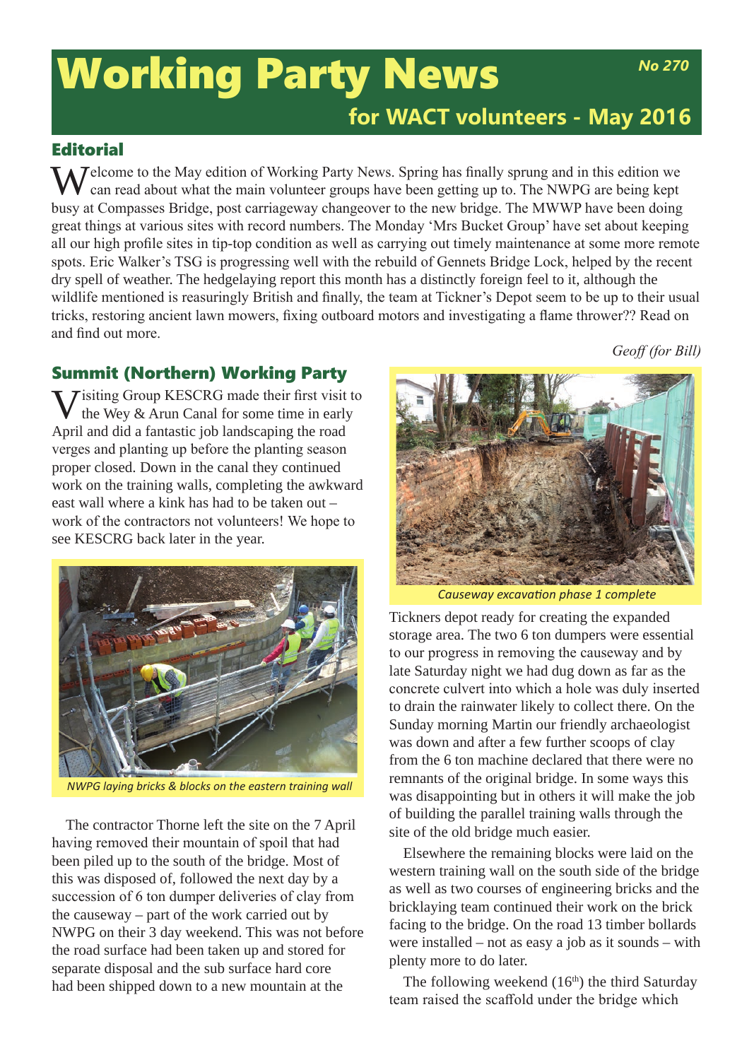# Working Party News

*No 270*

**for WACT volunteers - May 2016**

## Editorial

Welcome to the May edition of Working Party News. Spring has finally sprung and in this edition we can read about what the main volunteer groups have been getting up to. The NWPG are being kept busy at Compasses Bridge, post carriageway changeover to the new bridge. The MWWP have been doing great things at various sites with record numbers. The Monday 'Mrs Bucket Group' have set about keeping all our high profile sites in tip-top condition as well as carrying out timely maintenance at some more remote spots. Eric Walker's TSG is progressing well with the rebuild of Gennets Bridge Lock, helped by the recent dry spell of weather. The hedgelaying report this month has a distinctly foreign feel to it, although the wildlife mentioned is reasuringly British and finally, the team at Tickner's Depot seem to be up to their usual tricks, restoring ancient lawn mowers, fixing outboard motors and investigating a flame thrower?? Read on and find out more.

*Geoff (for Bill)*

## Summit (Northern) Working Party

Visiting Group KESCRG made their first visit to the Wey & Arun Canal for some time in early April and did a fantastic job landscaping the road verges and planting up before the planting season proper closed. Down in the canal they continued work on the training walls, completing the awkward east wall where a kink has had to be taken out – work of the contractors not volunteers! We hope to see KESCRG back later in the year.

*NWPG laying bricks & blocks on the eastern training wall*

The contractor Thorne left the site on the 7 April having removed their mountain of spoil that had been piled up to the south of the bridge. Most of this was disposed of, followed the next day by a succession of 6 ton dumper deliveries of clay from the causeway – part of the work carried out by NWPG on their 3 day weekend. This was not before the road surface had been taken up and stored for separate disposal and the sub surface hard core had been shipped down to a new mountain at the Tickners depot ready for creating the expanded storage area. The two 6 ton dumpers were essential to our progress in removing the causeway and by late Saturday night we had dug down as far as the concrete culvert into which a hole was duly inserted to drain the rainwater likely to collect there. On the Sunday morning Martin our friendly archaeologist was down and after a few further scoops of clay from the 6 ton machine declared that there were no remnants of the original bridge. In some ways this was disappointing but in others it will make the job of building the parallel training walls through the site of the old bridge much easier.

*Causeway excavation phase 1 complete*

Elsewhere the remaining blocks were laid on the western training wall on the south side of the bridge as well as two courses of engineering bricks and the bricklaying team continued their work on the brick facing to the bridge. On the road 13 timber bollards were installed – not as easy a job as it sounds – with plenty more to do later.

The following weekend (16th) the third Saturday team raised the scaffold under the bridge which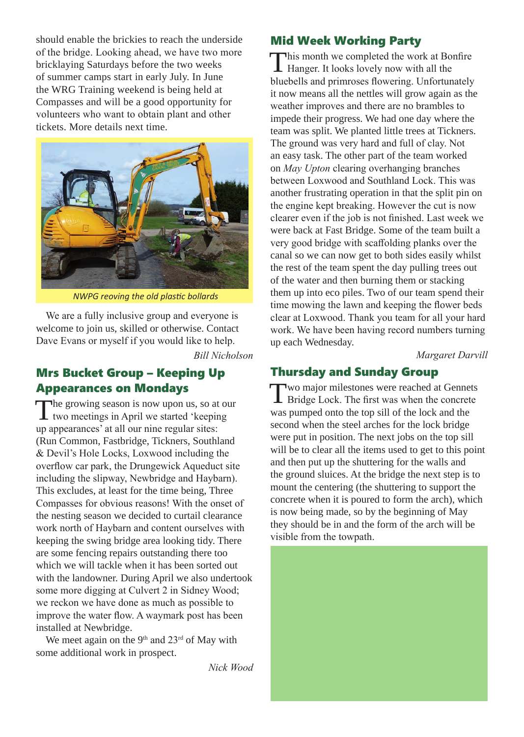should enable the brickies to reach the underside of the bridge. Looking ahead, we have two more bricklaying Saturdays before the two weeks of summer camps start in early July. In June the WRG Training weekend is being held at Compasses and will be a good opportunity for volunteers who want to obtain plant and other tickets. More details next time.

*NWPG reoving the old plastic bollards*

We are a fully inclusive group and everyone is welcome to join us, skilled or otherwise. Contact Dave Evans or myself if you would like to help.

*Bill Nicholson*

## Mrs Bucket Group – Keeping Up Appearances on Mondays

The growing season is now upon us, so at our two meetings in April we started 'keeping up appearances' at all our nine regular sites: (Run Common, Fastbridge, Tickners, Southland & Devil's Hole Locks, Loxwood including the overflow car park, the Drungewick Aqueduct site including the slipway, Newbridge and Haybarn). This excludes, at least for the time being, Three Compasses for obvious reasons! With the onset of the nesting season we decided to curtail clearance work north of Haybarn and content ourselves with keeping the swing bridge area looking tidy. There are some fencing repairs outstanding there too which we will tackle when it has been sorted out with the landowner. During April we also undertook some more digging at Culvert 2 in Sidney Wood; we reckon we have done as much as possible to improve the water flow. A waymark post has been installed at Newbridge.

We meet again on the 9th and 23rd of May with some additional work in prospect.

*Nick Wood*

## Mid Week Working Party

This month we completed the work at Bonfire Hanger. It looks lovely now with all the bluebells and primroses flowering. Unfortunately it now means all the nettles will grow again as the weather improves and there are no brambles to impede their progress. We had one day where the team was split. We planted little trees at Tickners. The ground was very hard and full of clay. Not an easy task. The other part of the team worked on *May Upton* clearing overhanging branches between Loxwood and Southland Lock. This was another frustrating operation in that the split pin on the engine kept breaking. However the cut is now clearer even if the job is not finished. Last week we were back at Fast Bridge. Some of the team built a very good bridge with scaffolding planks over the canal so we can now get to both sides easily whilst the rest of the team spent the day pulling trees out of the water and then burning them or stacking them up into eco piles. Two of our team spend their time mowing the lawn and keeping the flower beds clear at Loxwood. Thank you team for all your hard work. We have been having record numbers turning up each Wednesday.

*Margaret Darvill*

## Thursday and Sunday Group

Two major milestones were reached at Gennets Bridge Lock. The first was when the concrete was pumped onto the top sill of the lock and the second when the steel arches for the lock bridge were put in position. The next jobs on the top sill will be to clear all the items used to get to this point and then put up the shuttering for the walls and the ground sluices. At the bridge the next step is to mount the centering (the shuttering to support the concrete when it is poured to form the arch), which is now being made, so by the beginning of May they should be in and the form of the arch will be visible from the towpath.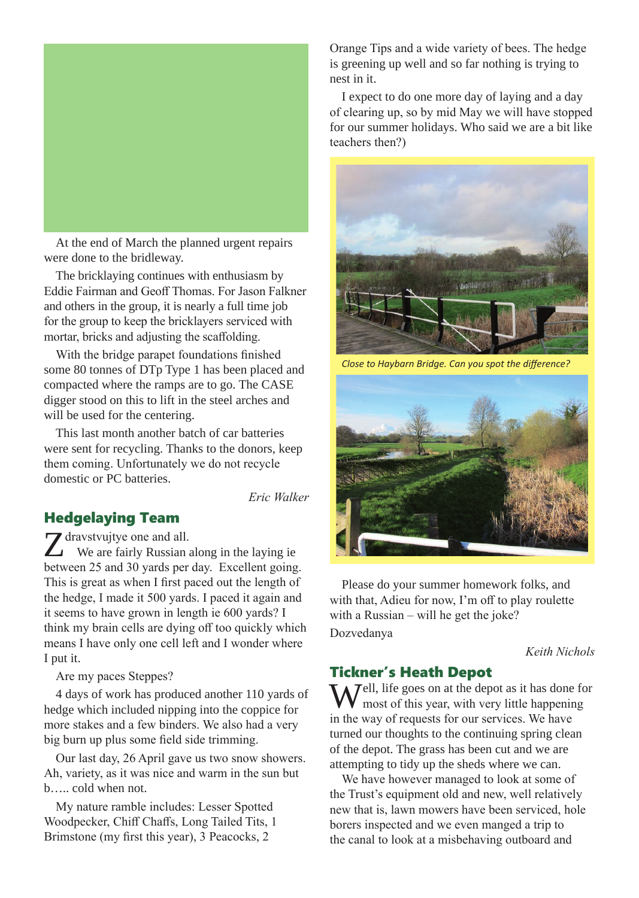At the end of March the planned urgent repairs were done to the bridleway.

The bricklaying continues with enthusiasm by Eddie Fairman and Geoff Thomas. For Jason Falkner and others in the group, it is nearly a full time job for the group to keep the bricklayers serviced with mortar, bricks and adjusting the scaffolding.

With the bridge parapet foundations finished some 80 tonnes of DTp Type 1 has been placed and compacted where the ramps are to go. The CASE digger stood on this to lift in the steel arches and will be used for the centering.

This last month another batch of car batteries were sent for recycling. Thanks to the donors, keep them coming. Unfortunately we do not recycle domestic or PC batteries.

*Eric Walker*

## Hedgelaying Team

Zdravstvujtye one and all.

We are fairly Russian along in the laying ie between 25 and 30 yards per day. Excellent going. This is great as when I first paced out the length of the hedge, I made it 500 yards. I paced it again and it seems to have grown in length ie 600 yards? I think my brain cells are dying off too quickly which means I have only one cell left and I wonder where I put it.

Are my paces Steppes?

4 days of work has produced another 110 yards of hedge which included nipping into the coppice for more stakes and a few binders. We also had a very big burn up plus some field side trimming.

Our last day, 26 April gave us two snow showers. Ah, variety, as it was nice and warm in the sun but b….. cold when not.

My nature ramble includes: Lesser Spotted Woodpecker, Chiff Chaffs, Long Tailed Tits, 1 Brimstone (my first this year), 3 Peacocks, 2 Orange Tips and a wide variety of bees. The hedge is greening up well and so far nothing is trying to nest in it.

I expect to do one more day of laying and a day of clearing up, so by mid May we will have stopped for our summer holidays. Who said we are a bit like teachers then?)

*Close to Haybarn Bridge. Can you spot the difference?*

Please do your summer homework folks, and with that, Adieu for now, I'm off to play roulette with a Russian – will he get the joke?

Dozvedanya

*Keith Nichols*

## Tickner's Heath Depot

Well, life goes on at the depot as it has done for most of this year, with very little happening in the way of requests for our services. We have turned our thoughts to the continuing spring clean of the depot. The grass has been cut and we are attempting to tidy up the sheds where we can.

We have however managed to look at some of the Trust's equipment old and new, well relatively new that is, lawn mowers have been serviced, hole borers inspected and we even manged a trip to the canal to look at a misbehaving outboard and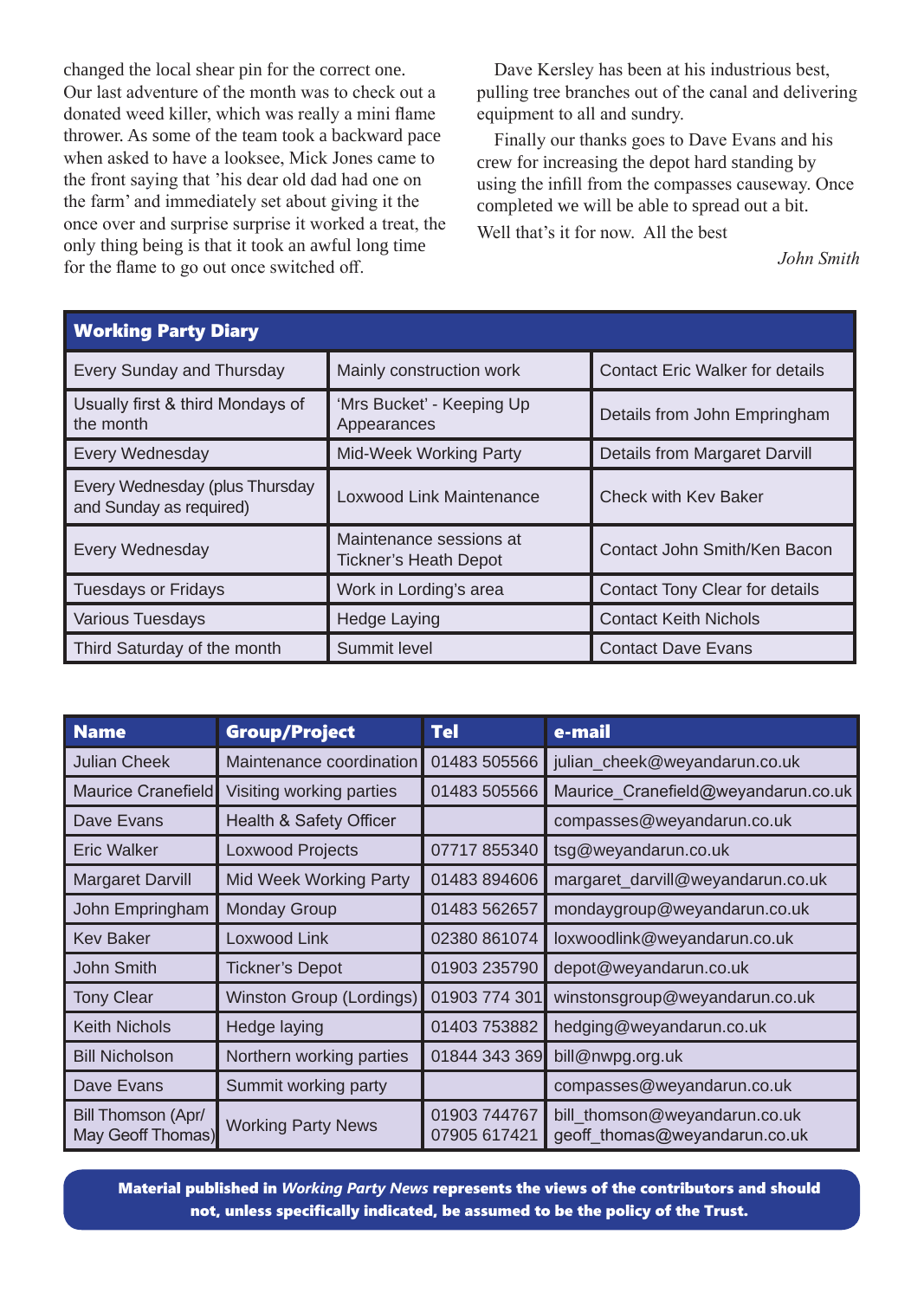changed the local shear pin for the correct one. Our last adventure of the month was to check out a donated weed killer, which was really a mini flame thrower. As some of the team took a backward pace when asked to have a looksee, Mick Jones came to the front saying that 'his dear old dad had one on the farm' and immediately set about giving it the once over and surprise surprise it worked a treat, the only thing being is that it took an awful long time for the flame to go out once switched off.

Dave Kersley has been at his industrious best, pulling tree branches out of the canal and delivering equipment to all and sundry.

Finally our thanks goes to Dave Evans and his crew for increasing the depot hard standing by using the infill from the compasses causeway. Once completed we will be able to spread out a bit.

Well that's it for now. All the best

*John Smith*

| Working Party Diary | | |
|---|---|---|
| Every Sunday and Thursday | Mainly construction work | Contact Eric Walker for details |
| Usually first & third Mondays of the month | 'Mrs Bucket' - Keeping Up Appearances | Details from John Empringham |
| Every Wednesday | Mid-Week Working Party | Details from Margaret Darvill |
| Every Wednesday (plus Thursday and Sunday as required) | Loxwood Link Maintenance | Check with Kev Baker |
| Every Wednesday | Maintenance sessions at Tickner's Heath Depot | Contact John Smith/Ken Bacon |
| Tuesdays or Fridays | Work in Lording's area | Contact Tony Clear for details |
| Various Tuesdays | Hedge Laying | Contact Keith Nichols |
| Third Saturday of the month | Summit level | Contact Dave Evans |

| Name | Group/Project | Tel | e-mail |
|---|---|---|---|
| Julian Cheek | Maintenance coordination | 01483 505566 | julian_cheek@weyandarun.co.uk |
| Maurice Cranefield | Visiting working parties | 01483 505566 | Maurice_Cranefield@weyandarun.co.uk |
| Dave Evans | Health & Safety Officer | | compasses@weyandarun.co.uk |
| Eric Walker | Loxwood Projects | 07717 855340 | tsg@weyandarun.co.uk |
| Margaret Darvill | Mid Week Working Party | 01483 894606 | margaret_darvill@weyandarun.co.uk |
| John Empringham | Monday Group | 01483 562657 | mondaygroup@weyandarun.co.uk |
| Kev Baker | Loxwood Link | 02380 861074 | loxwoodlink@weyandarun.co.uk |
| John Smith | Tickner's Depot | 01903 235790 | depot@weyandarun.co.uk |
| Tony Clear | Winston Group (Lordings) | 01903 774 301 | winstonsgroup@weyandarun.co.uk |
| Keith Nichols | Hedge laying | 01403 753882 | hedging@weyandarun.co.uk |
| Bill Nicholson | Northern working parties | 01844 343 369 | bill@nwpg.org.uk |
| Dave Evans | Summit working party | | compasses@weyandarun.co.uk |
| Bill Thomson (Apr/May Geoff Thomas) | Working Party News | 01903 744767 07905 617421 | bill_thomson@weyandarun.co.uk geoff_thomas@weyandarun.co.uk |

**Material published in *Working Party News* represents the views of the contributors and should not, unless specifically indicated, be assumed to be the policy of the Trust.**